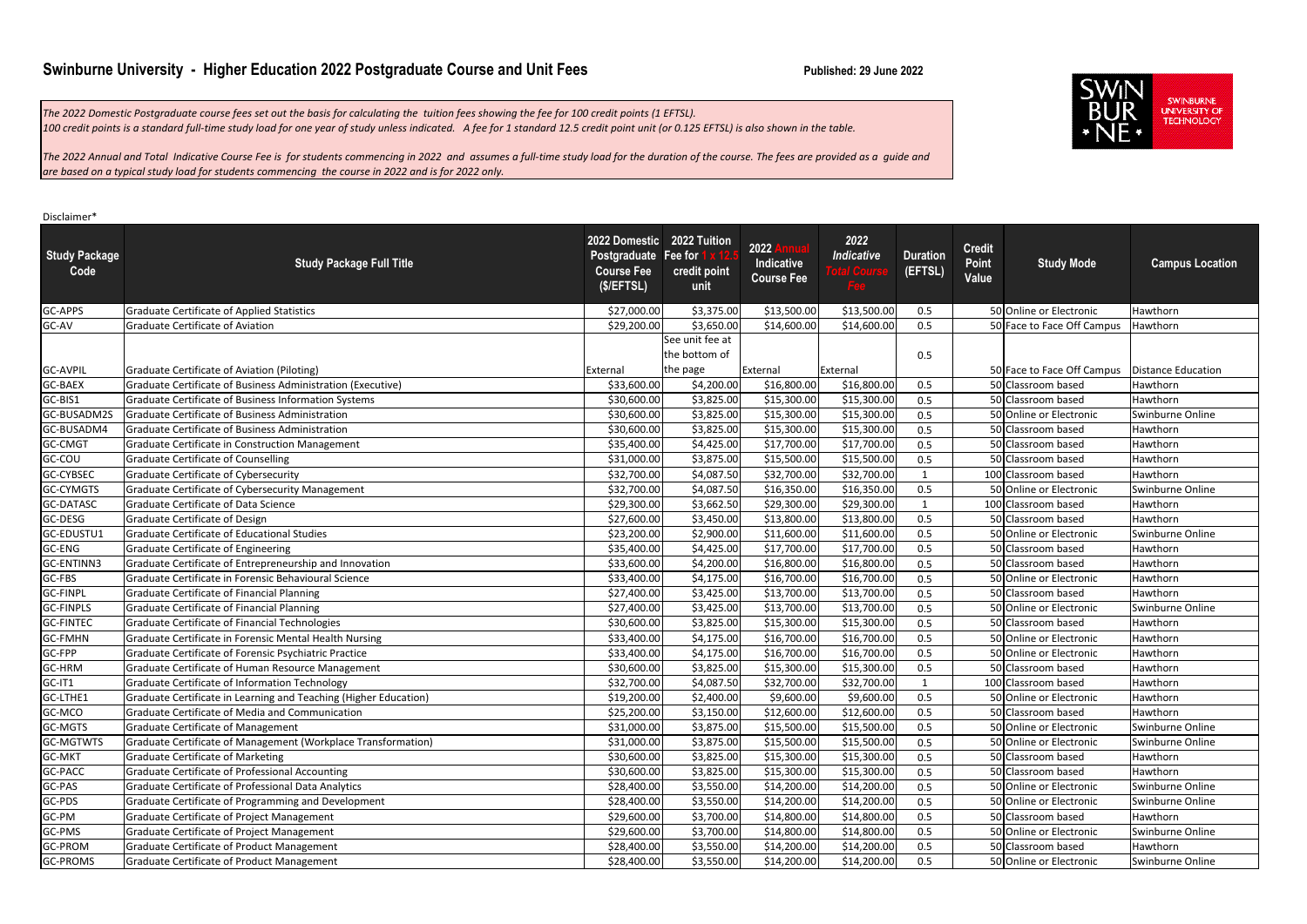# Swinburne University - Higher Education 2022 Postgraduate Course and Unit Fees

**Published: 29 June 2022**

*The 2022 Domestic Postgraduate course fees set out the basis for calculating the tuition fees showing the fee for 100 credit points (1 EFTSL). 100 credit points is a standard full-time study load for one year of study unless indicated. A fee for 1 standard 12.5 credit point unit (or 0.125 EFTSL) is also shown in the table.*

*The 2022 Annual and Total Indicative Course Fee is for students commencing in 2022 and assumes a full-time study load for the duration of the course. The fees are provided as a guide and are based on a typical study load for students commencing the course in 2022 and is for 2022 only.*

Disclaimer*

| Study Package Code | Study Package Full Title | 2022 Domestic Postgraduate Course Fee ($/EFTSL) | 2022 Tuition Fee for 1 x 12.5 credit point unit | 2022 Annual Indicative Course Fee | 2022 Indicative Total Course Fee | Duration (EFTSL) | Credit Point Value | Study Mode | Campus Location |
|---|---|---|---|---|---|---|---|---|---|
| GC-APPS | Graduate Certificate of Applied Statistics | $27,000.00 | $3,375.00 | $13,500.00 | $13,500.00 | 0.5 | 50 | Online or Electronic | Hawthorn |
| GC-AV | Graduate Certificate of Aviation | $29,200.00 | $3,650.00 | $14,600.00 | $14,600.00 | 0.5 | 50 | Face to Face Off Campus | Hawthorn |
| GC-AVPIL | Graduate Certificate of Aviation (Piloting) | External | See unit fee at the bottom of the page | External | External | 0.5 | 50 | Face to Face Off Campus | Distance Education |
| GC-BAEX | Graduate Certificate of Business Administration (Executive) | $33,600.00 | $4,200.00 | $16,800.00 | $16,800.00 | 0.5 | 50 | Classroom based | Hawthorn |
| GC-BIS1 | Graduate Certificate of Business Information Systems | $30,600.00 | $3,825.00 | $15,300.00 | $15,300.00 | 0.5 | 50 | Classroom based | Hawthorn |
| GC-BUSADM2S | Graduate Certificate of Business Administration | $30,600.00 | $3,825.00 | $15,300.00 | $15,300.00 | 0.5 | 50 | Online or Electronic | Swinburne Online |
| GC-BUSADM4 | Graduate Certificate of Business Administration | $30,600.00 | $3,825.00 | $15,300.00 | $15,300.00 | 0.5 | 50 | Classroom based | Hawthorn |
| GC-CMGT | Graduate Certificate in Construction Management | $35,400.00 | $4,425.00 | $17,700.00 | $17,700.00 | 0.5 | 50 | Classroom based | Hawthorn |
| GC-COU | Graduate Certificate of Counselling | $31,000.00 | $3,875.00 | $15,500.00 | $15,500.00 | 0.5 | 50 | Classroom based | Hawthorn |
| GC-CYBSEC | Graduate Certificate of Cybersecurity | $32,700.00 | $4,087.50 | $32,700.00 | $32,700.00 | 1 | 100 | Classroom based | Hawthorn |
| GC-CYMGTS | Graduate Certificate of Cybersecurity Management | $32,700.00 | $4,087.50 | $16,350.00 | $16,350.00 | 0.5 | 50 | Online or Electronic | Swinburne Online |
| GC-DATASC | Graduate Certificate of Data Science | $29,300.00 | $3,662.50 | $29,300.00 | $29,300.00 | 1 | 100 | Classroom based | Hawthorn |
| GC-DESG | Graduate Certificate of Design | $27,600.00 | $3,450.00 | $13,800.00 | $13,800.00 | 0.5 | 50 | Classroom based | Hawthorn |
| GC-EDUSTU1 | Graduate Certificate of Educational Studies | $23,200.00 | $2,900.00 | $11,600.00 | $11,600.00 | 0.5 | 50 | Online or Electronic | Swinburne Online |
| GC-ENG | Graduate Certificate of Engineering | $35,400.00 | $4,425.00 | $17,700.00 | $17,700.00 | 0.5 | 50 | Classroom based | Hawthorn |
| GC-ENTINN3 | Graduate Certificate of Entrepreneurship and Innovation | $33,600.00 | $4,200.00 | $16,800.00 | $16,800.00 | 0.5 | 50 | Classroom based | Hawthorn |
| GC-FBS | Graduate Certificate in Forensic Behavioural Science | $33,400.00 | $4,175.00 | $16,700.00 | $16,700.00 | 0.5 | 50 | Online or Electronic | Hawthorn |
| GC-FINPL | Graduate Certificate of Financial Planning | $27,400.00 | $3,425.00 | $13,700.00 | $13,700.00 | 0.5 | 50 | Classroom based | Hawthorn |
| GC-FINPLS | Graduate Certificate of Financial Planning | $27,400.00 | $3,425.00 | $13,700.00 | $13,700.00 | 0.5 | 50 | Online or Electronic | Swinburne Online |
| GC-FINTEC | Graduate Certificate of Financial Technologies | $30,600.00 | $3,825.00 | $15,300.00 | $15,300.00 | 0.5 | 50 | Classroom based | Hawthorn |
| GC-FMHN | Graduate Certificate in Forensic Mental Health Nursing | $33,400.00 | $4,175.00 | $16,700.00 | $16,700.00 | 0.5 | 50 | Online or Electronic | Hawthorn |
| GC-FPP | Graduate Certificate of Forensic Psychiatric Practice | $33,400.00 | $4,175.00 | $16,700.00 | $16,700.00 | 0.5 | 50 | Online or Electronic | Hawthorn |
| GC-HRM | Graduate Certificate of Human Resource Management | $30,600.00 | $3,825.00 | $15,300.00 | $15,300.00 | 0.5 | 50 | Classroom based | Hawthorn |
| GC-IT1 | Graduate Certificate of Information Technology | $32,700.00 | $4,087.50 | $32,700.00 | $32,700.00 | 1 | 100 | Classroom based | Hawthorn |
| GC-LTHE1 | Graduate Certificate in Learning and Teaching (Higher Education) | $19,200.00 | $2,400.00 | $9,600.00 | $9,600.00 | 0.5 | 50 | Online or Electronic | Hawthorn |
| GC-MCO | Graduate Certificate of Media and Communication | $25,200.00 | $3,150.00 | $12,600.00 | $12,600.00 | 0.5 | 50 | Classroom based | Hawthorn |
| GC-MGTS | Graduate Certificate of Management | $31,000.00 | $3,875.00 | $15,500.00 | $15,500.00 | 0.5 | 50 | Online or Electronic | Swinburne Online |
| GC-MGTWTS | Graduate Certificate of Management (Workplace Transformation) | $31,000.00 | $3,875.00 | $15,500.00 | $15,500.00 | 0.5 | 50 | Online or Electronic | Swinburne Online |
| GC-MKT | Graduate Certificate of Marketing | $30,600.00 | $3,825.00 | $15,300.00 | $15,300.00 | 0.5 | 50 | Classroom based | Hawthorn |
| GC-PACC | Graduate Certificate of Professional Accounting | $30,600.00 | $3,825.00 | $15,300.00 | $15,300.00 | 0.5 | 50 | Classroom based | Hawthorn |
| GC-PAS | Graduate Certificate of Professional Data Analytics | $28,400.00 | $3,550.00 | $14,200.00 | $14,200.00 | 0.5 | 50 | Online or Electronic | Swinburne Online |
| GC-PDS | Graduate Certificate of Programming and Development | $28,400.00 | $3,550.00 | $14,200.00 | $14,200.00 | 0.5 | 50 | Online or Electronic | Swinburne Online |
| GC-PM | Graduate Certificate of Project Management | $29,600.00 | $3,700.00 | $14,800.00 | $14,800.00 | 0.5 | 50 | Classroom based | Hawthorn |
| GC-PMS | Graduate Certificate of Project Management | $29,600.00 | $3,700.00 | $14,800.00 | $14,800.00 | 0.5 | 50 | Online or Electronic | Swinburne Online |
| GC-PROM | Graduate Certificate of Product Management | $28,400.00 | $3,550.00 | $14,200.00 | $14,200.00 | 0.5 | 50 | Classroom based | Hawthorn |
| GC-PROMS | Graduate Certificate of Product Management | $28,400.00 | $3,550.00 | $14,200.00 | $14,200.00 | 0.5 | 50 | Online or Electronic | Swinburne Online |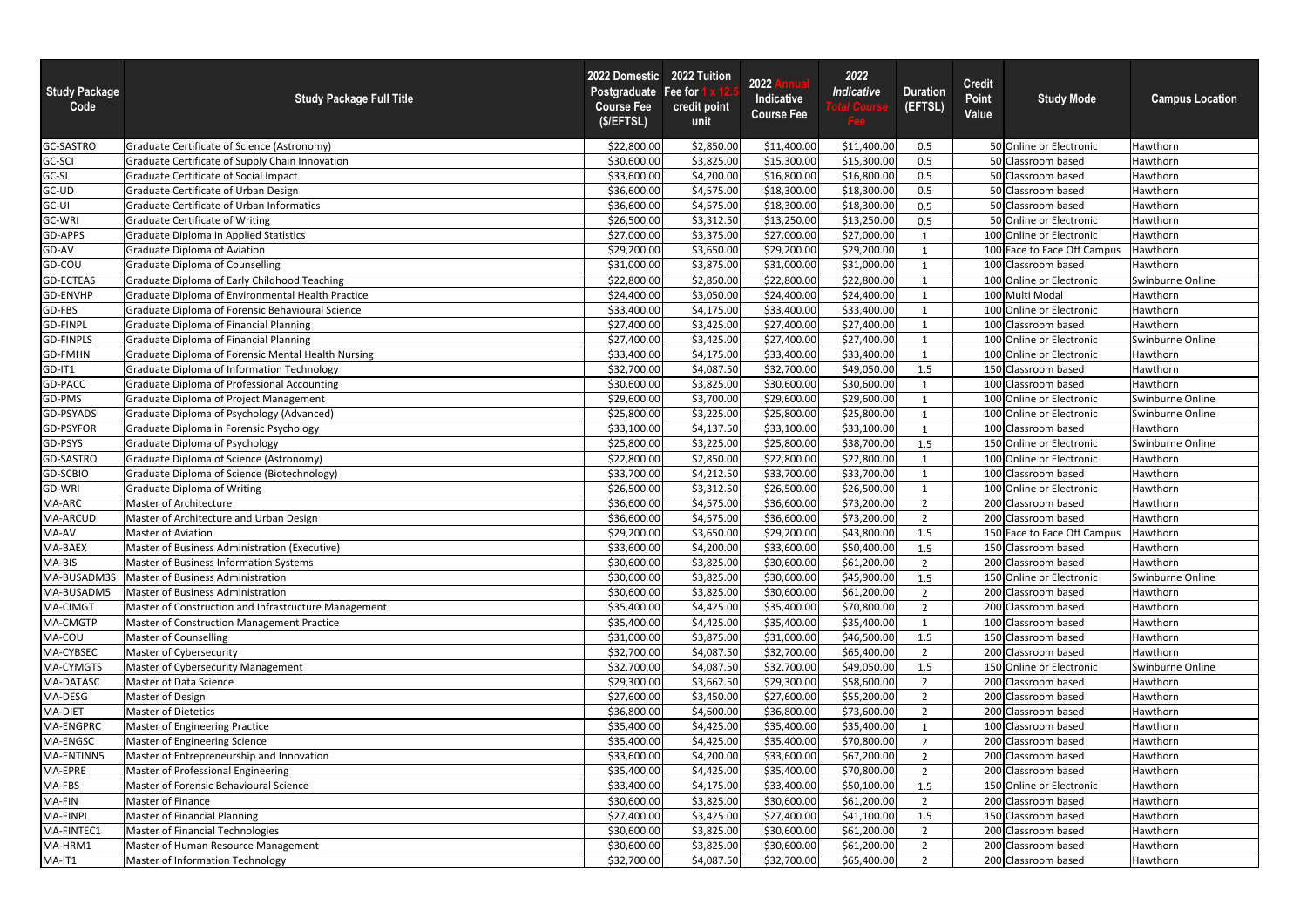| Study Package Code | Study Package Full Title | 2022 Domestic Postgraduate Course Fee ($/EFTSL) | 2022 Tuition Fee for 1 x 12.5 credit point unit | 2022 Annual Indicative Course Fee | 2022 *Indicative Total Course Fee* | Duration (EFTSL) | Credit Point Value | Study Mode | Campus Location |
|---|---|---|---|---|---|---|---|---|---|
| GC-SASTRO | Graduate Certificate of Science (Astronomy) | $22,800.00 | $2,850.00 | $11,400.00 | $11,400.00 | 0.5 | 50 | Online or Electronic | Hawthorn |
| GC-SCI | Graduate Certificate of Supply Chain Innovation | $30,600.00 | $3,825.00 | $15,300.00 | $15,300.00 | 0.5 | 50 | Classroom based | Hawthorn |
| GC-SI | Graduate Certificate of Social Impact | $33,600.00 | $4,200.00 | $16,800.00 | $16,800.00 | 0.5 | 50 | Classroom based | Hawthorn |
| GC-UD | Graduate Certificate of Urban Design | $36,600.00 | $4,575.00 | $18,300.00 | $18,300.00 | 0.5 | 50 | Classroom based | Hawthorn |
| GC-UI | Graduate Certificate of Urban Informatics | $36,600.00 | $4,575.00 | $18,300.00 | $18,300.00 | 0.5 | 50 | Classroom based | Hawthorn |
| GC-WRI | Graduate Certificate of Writing | $26,500.00 | $3,312.50 | $13,250.00 | $13,250.00 | 0.5 | 50 | Online or Electronic | Hawthorn |
| GD-APPS | Graduate Diploma in Applied Statistics | $27,000.00 | $3,375.00 | $27,000.00 | $27,000.00 | 1 | 100 | Online or Electronic | Hawthorn |
| GD-AV | Graduate Diploma of Aviation | $29,200.00 | $3,650.00 | $29,200.00 | $29,200.00 | 1 | 100 | Face to Face Off Campus | Hawthorn |
| GD-COU | Graduate Diploma of Counselling | $31,000.00 | $3,875.00 | $31,000.00 | $31,000.00 | 1 | 100 | Classroom based | Hawthorn |
| GD-ECTEAS | Graduate Diploma of Early Childhood Teaching | $22,800.00 | $2,850.00 | $22,800.00 | $22,800.00 | 1 | 100 | Online or Electronic | Swinburne Online |
| GD-ENVHP | Graduate Diploma of Environmental Health Practice | $24,400.00 | $3,050.00 | $24,400.00 | $24,400.00 | 1 | 100 | Multi Modal | Hawthorn |
| GD-FBS | Graduate Diploma of Forensic Behavioural Science | $33,400.00 | $4,175.00 | $33,400.00 | $33,400.00 | 1 | 100 | Online or Electronic | Hawthorn |
| GD-FINPL | Graduate Diploma of Financial Planning | $27,400.00 | $3,425.00 | $27,400.00 | $27,400.00 | 1 | 100 | Classroom based | Hawthorn |
| GD-FINPLS | Graduate Diploma of Financial Planning | $27,400.00 | $3,425.00 | $27,400.00 | $27,400.00 | 1 | 100 | Online or Electronic | Swinburne Online |
| GD-FMHN | Graduate Diploma of Forensic Mental Health Nursing | $33,400.00 | $4,175.00 | $33,400.00 | $33,400.00 | 1 | 100 | Online or Electronic | Hawthorn |
| GD-IT1 | Graduate Diploma of Information Technology | $32,700.00 | $4,087.50 | $32,700.00 | $49,050.00 | 1.5 | 150 | Classroom based | Hawthorn |
| GD-PACC | Graduate Diploma of Professional Accounting | $30,600.00 | $3,825.00 | $30,600.00 | $30,600.00 | 1 | 100 | Classroom based | Hawthorn |
| GD-PMS | Graduate Diploma of Project Management | $29,600.00 | $3,700.00 | $29,600.00 | $29,600.00 | 1 | 100 | Online or Electronic | Swinburne Online |
| GD-PSYADS | Graduate Diploma of Psychology (Advanced) | $25,800.00 | $3,225.00 | $25,800.00 | $25,800.00 | 1 | 100 | Online or Electronic | Swinburne Online |
| GD-PSYFOR | Graduate Diploma in Forensic Psychology | $33,100.00 | $4,137.50 | $33,100.00 | $33,100.00 | 1 | 100 | Classroom based | Hawthorn |
| GD-PSYS | Graduate Diploma of Psychology | $25,800.00 | $3,225.00 | $25,800.00 | $38,700.00 | 1.5 | 150 | Online or Electronic | Swinburne Online |
| GD-SASTRO | Graduate Diploma of Science (Astronomy) | $22,800.00 | $2,850.00 | $22,800.00 | $22,800.00 | 1 | 100 | Online or Electronic | Hawthorn |
| GD-SCBIO | Graduate Diploma of Science (Biotechnology) | $33,700.00 | $4,212.50 | $33,700.00 | $33,700.00 | 1 | 100 | Classroom based | Hawthorn |
| GD-WRI | Graduate Diploma of Writing | $26,500.00 | $3,312.50 | $26,500.00 | $26,500.00 | 1 | 100 | Online or Electronic | Hawthorn |
| MA-ARC | Master of Architecture | $36,600.00 | $4,575.00 | $36,600.00 | $73,200.00 | 2 | 200 | Classroom based | Hawthorn |
| MA-ARCUD | Master of Architecture and Urban Design | $36,600.00 | $4,575.00 | $36,600.00 | $73,200.00 | 2 | 200 | Classroom based | Hawthorn |
| MA-AV | Master of Aviation | $29,200.00 | $3,650.00 | $29,200.00 | $43,800.00 | 1.5 | 150 | Face to Face Off Campus | Hawthorn |
| MA-BAEX | Master of Business Administration (Executive) | $33,600.00 | $4,200.00 | $33,600.00 | $50,400.00 | 1.5 | 150 | Classroom based | Hawthorn |
| MA-BIS | Master of Business Information Systems | $30,600.00 | $3,825.00 | $30,600.00 | $61,200.00 | 2 | 200 | Classroom based | Hawthorn |
| MA-BUSADM3S | Master of Business Administration | $30,600.00 | $3,825.00 | $30,600.00 | $45,900.00 | 1.5 | 150 | Online or Electronic | Swinburne Online |
| MA-BUSADM5 | Master of Business Administration | $30,600.00 | $3,825.00 | $30,600.00 | $61,200.00 | 2 | 200 | Classroom based | Hawthorn |
| MA-CIMGT | Master of Construction and Infrastructure Management | $35,400.00 | $4,425.00 | $35,400.00 | $70,800.00 | 2 | 200 | Classroom based | Hawthorn |
| MA-CMGTP | Master of Construction Management Practice | $35,400.00 | $4,425.00 | $35,400.00 | $35,400.00 | 1 | 100 | Classroom based | Hawthorn |
| MA-COU | Master of Counselling | $31,000.00 | $3,875.00 | $31,000.00 | $46,500.00 | 1.5 | 150 | Classroom based | Hawthorn |
| MA-CYBSEC | Master of Cybersecurity | $32,700.00 | $4,087.50 | $32,700.00 | $65,400.00 | 2 | 200 | Classroom based | Hawthorn |
| MA-CYMGTS | Master of Cybersecurity Management | $32,700.00 | $4,087.50 | $32,700.00 | $49,050.00 | 1.5 | 150 | Online or Electronic | Swinburne Online |
| MA-DATASC | Master of Data Science | $29,300.00 | $3,662.50 | $29,300.00 | $58,600.00 | 2 | 200 | Classroom based | Hawthorn |
| MA-DESG | Master of Design | $27,600.00 | $3,450.00 | $27,600.00 | $55,200.00 | 2 | 200 | Classroom based | Hawthorn |
| MA-DIET | Master of Dietetics | $36,800.00 | $4,600.00 | $36,800.00 | $73,600.00 | 2 | 200 | Classroom based | Hawthorn |
| MA-ENGPRC | Master of Engineering Practice | $35,400.00 | $4,425.00 | $35,400.00 | $35,400.00 | 1 | 100 | Classroom based | Hawthorn |
| MA-ENGSC | Master of Engineering Science | $35,400.00 | $4,425.00 | $35,400.00 | $70,800.00 | 2 | 200 | Classroom based | Hawthorn |
| MA-ENTINN5 | Master of Entrepreneurship and Innovation | $33,600.00 | $4,200.00 | $33,600.00 | $67,200.00 | 2 | 200 | Classroom based | Hawthorn |
| MA-EPRE | Master of Professional Engineering | $35,400.00 | $4,425.00 | $35,400.00 | $70,800.00 | 2 | 200 | Classroom based | Hawthorn |
| MA-FBS | Master of Forensic Behavioural Science | $33,400.00 | $4,175.00 | $33,400.00 | $50,100.00 | 1.5 | 150 | Online or Electronic | Hawthorn |
| MA-FIN | Master of Finance | $30,600.00 | $3,825.00 | $30,600.00 | $61,200.00 | 2 | 200 | Classroom based | Hawthorn |
| MA-FINPL | Master of Financial Planning | $27,400.00 | $3,425.00 | $27,400.00 | $41,100.00 | 1.5 | 150 | Classroom based | Hawthorn |
| MA-FINTEC1 | Master of Financial Technologies | $30,600.00 | $3,825.00 | $30,600.00 | $61,200.00 | 2 | 200 | Classroom based | Hawthorn |
| MA-HRM1 | Master of Human Resource Management | $30,600.00 | $3,825.00 | $30,600.00 | $61,200.00 | 2 | 200 | Classroom based | Hawthorn |
| MA-IT1 | Master of Information Technology | $32,700.00 | $4,087.50 | $32,700.00 | $65,400.00 | 2 | 200 | Classroom based | Hawthorn |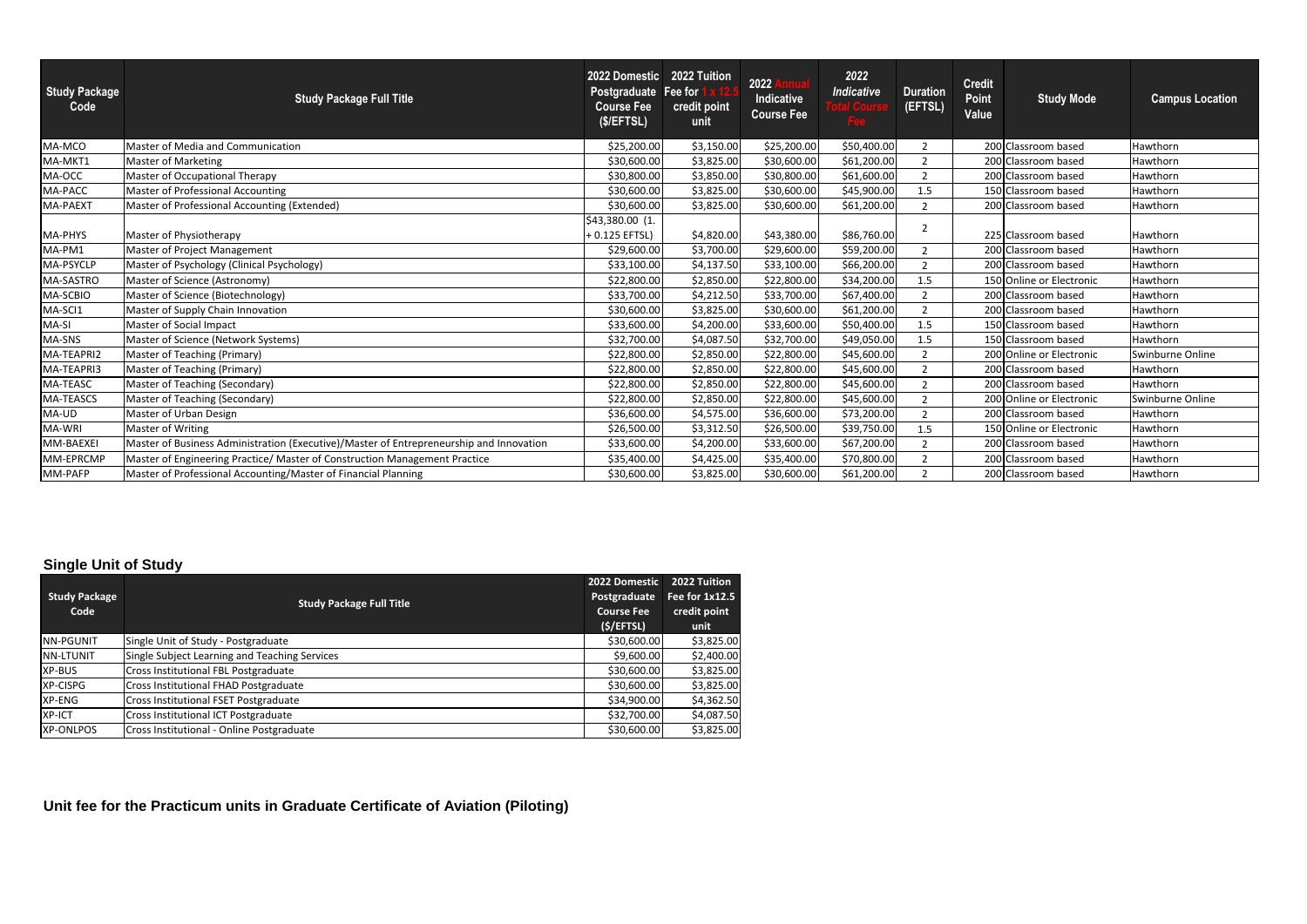| Study Package Code | Study Package Full Title | 2022 Domestic Postgraduate Course Fee ($/EFTSL) | 2022 Tuition Fee for 1 x 12.5 credit point unit | 2022 Annual Indicative Course Fee | 2022 Indicative Total Course Fee | Duration (EFTSL) | Credit Point Value | Study Mode | Campus Location |
|---|---|---|---|---|---|---|---|---|---|
| MA-MCO | Master of Media and Communication | $25,200.00 | $3,150.00 | $25,200.00 | $50,400.00 | 2 | 200 | Classroom based | Hawthorn |
| MA-MKT1 | Master of Marketing | $30,600.00 | $3,825.00 | $30,600.00 | $61,200.00 | 2 | 200 | Classroom based | Hawthorn |
| MA-OCC | Master of Occupational Therapy | $30,800.00 | $3,850.00 | $30,800.00 | $61,600.00 | 2 | 200 | Classroom based | Hawthorn |
| MA-PACC | Master of Professional Accounting | $30,600.00 | $3,825.00 | $30,600.00 | $45,900.00 | 1.5 | 150 | Classroom based | Hawthorn |
| MA-PAEXT | Master of Professional Accounting (Extended) | $30,600.00 | $3,825.00 | $30,600.00 | $61,200.00 | 2 | 200 | Classroom based | Hawthorn |
| MA-PHYS | Master of Physiotherapy | $43,380.00 (1. + 0.125 EFTSL) | $4,820.00 | $43,380.00 | $86,760.00 | 2 | 225 | Classroom based | Hawthorn |
| MA-PM1 | Master of Project Management | $29,600.00 | $3,700.00 | $29,600.00 | $59,200.00 | 2 | 200 | Classroom based | Hawthorn |
| MA-PSYCLP | Master of Psychology (Clinical Psychology) | $33,100.00 | $4,137.50 | $33,100.00 | $66,200.00 | 2 | 200 | Classroom based | Hawthorn |
| MA-SASTRO | Master of Science (Astronomy) | $22,800.00 | $2,850.00 | $22,800.00 | $34,200.00 | 1.5 | 150 | Online or Electronic | Hawthorn |
| MA-SCBIO | Master of Science (Biotechnology) | $33,700.00 | $4,212.50 | $33,700.00 | $67,400.00 | 2 | 200 | Classroom based | Hawthorn |
| MA-SCI1 | Master of Supply Chain Innovation | $30,600.00 | $3,825.00 | $30,600.00 | $61,200.00 | 2 | 200 | Classroom based | Hawthorn |
| MA-SI | Master of Social Impact | $33,600.00 | $4,200.00 | $33,600.00 | $50,400.00 | 1.5 | 150 | Classroom based | Hawthorn |
| MA-SNS | Master of Science (Network Systems) | $32,700.00 | $4,087.50 | $32,700.00 | $49,050.00 | 1.5 | 150 | Classroom based | Hawthorn |
| MA-TEAPRI2 | Master of Teaching (Primary) | $22,800.00 | $2,850.00 | $22,800.00 | $45,600.00 | 2 | 200 | Online or Electronic | Swinburne Online |
| MA-TEAPRI3 | Master of Teaching (Primary) | $22,800.00 | $2,850.00 | $22,800.00 | $45,600.00 | 2 | 200 | Classroom based | Hawthorn |
| MA-TEASC | Master of Teaching (Secondary) | $22,800.00 | $2,850.00 | $22,800.00 | $45,600.00 | 2 | 200 | Classroom based | Hawthorn |
| MA-TEASCS | Master of Teaching (Secondary) | $22,800.00 | $2,850.00 | $22,800.00 | $45,600.00 | 2 | 200 | Online or Electronic | Swinburne Online |
| MA-UD | Master of Urban Design | $36,600.00 | $4,575.00 | $36,600.00 | $73,200.00 | 2 | 200 | Classroom based | Hawthorn |
| MA-WRI | Master of Writing | $26,500.00 | $3,312.50 | $26,500.00 | $39,750.00 | 1.5 | 150 | Online or Electronic | Hawthorn |
| MM-BAEXEI | Master of Business Administration (Executive)/Master of Entrepreneurship and Innovation | $33,600.00 | $4,200.00 | $33,600.00 | $67,200.00 | 2 | 200 | Classroom based | Hawthorn |
| MM-EPRCMP | Master of Engineering Practice/ Master of Construction Management Practice | $35,400.00 | $4,425.00 | $35,400.00 | $70,800.00 | 2 | 200 | Classroom based | Hawthorn |
| MM-PAFP | Master of Professional Accounting/Master of Financial Planning | $30,600.00 | $3,825.00 | $30,600.00 | $61,200.00 | 2 | 200 | Classroom based | Hawthorn |

## Single Unit of Study

| Study Package Code | Study Package Full Title | 2022 Domestic Postgraduate Course Fee ($/EFTSL) | 2022 Tuition Fee for 1x12.5 credit point unit |
|---|---|---|---|
| NN-PGUNIT | Single Unit of Study - Postgraduate | $30,600.00 | $3,825.00 |
| NN-LTUNIT | Single Subject Learning and Teaching Services | $9,600.00 | $2,400.00 |
| XP-BUS | Cross Institutional FBL Postgraduate | $30,600.00 | $3,825.00 |
| XP-CISPG | Cross Institutional FHAD Postgraduate | $30,600.00 | $3,825.00 |
| XP-ENG | Cross Institutional FSET Postgraduate | $34,900.00 | $4,362.50 |
| XP-ICT | Cross Institutional ICT Postgraduate | $32,700.00 | $4,087.50 |
| XP-ONLPOS | Cross Institutional - Online Postgraduate | $30,600.00 | $3,825.00 |

## Unit fee for the Practicum units in Graduate Certificate of Aviation (Piloting)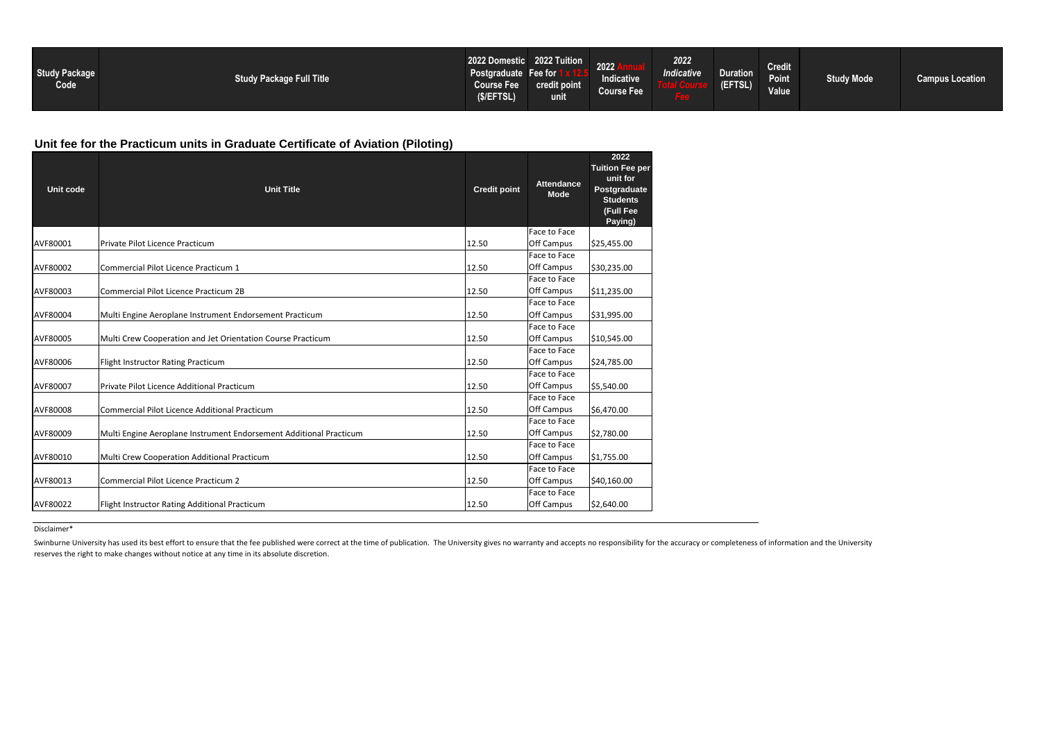| Study Package Code | Study Package Full Title | 2022 Domestic Postgraduate Course Fee ($/EFTSL) | 2022 Tuition Fee for 1 x 12.5 credit point unit | 2022 Annual Indicative Course Fee | 2022 Indicative Total Course Fee | Duration (EFTSL) | Credit Point Value | Study Mode | Campus Location |
|---|---|---|---|---|---|---|---|---|---|

## Unit fee for the Practicum units in Graduate Certificate of Aviation (Piloting)

| Unit code | Unit Title | Credit point | Attendance Mode | 2022 Tuition Fee per unit for Postgraduate Students (Full Fee Paying) |
|---|---|---|---|---|
| AVF80001 | Private Pilot Licence Practicum | 12.50 | Face to Face Off Campus | $25,455.00 |
| AVF80002 | Commercial Pilot Licence Practicum 1 | 12.50 | Face to Face Off Campus | $30,235.00 |
| AVF80003 | Commercial Pilot Licence Practicum 2B | 12.50 | Face to Face Off Campus | $11,235.00 |
| AVF80004 | Multi Engine Aeroplane Instrument Endorsement Practicum | 12.50 | Face to Face Off Campus | $31,995.00 |
| AVF80005 | Multi Crew Cooperation and Jet Orientation Course Practicum | 12.50 | Face to Face Off Campus | $10,545.00 |
| AVF80006 | Flight Instructor Rating Practicum | 12.50 | Face to Face Off Campus | $24,785.00 |
| AVF80007 | Private Pilot Licence Additional Practicum | 12.50 | Face to Face Off Campus | $5,540.00 |
| AVF80008 | Commercial Pilot Licence Additional Practicum | 12.50 | Face to Face Off Campus | $6,470.00 |
| AVF80009 | Multi Engine Aeroplane Instrument Endorsement Additional Practicum | 12.50 | Face to Face Off Campus | $2,780.00 |
| AVF80010 | Multi Crew Cooperation Additional Practicum | 12.50 | Face to Face Off Campus | $1,755.00 |
| AVF80013 | Commercial Pilot Licence Practicum 2 | 12.50 | Face to Face Off Campus | $40,160.00 |
| AVF80022 | Flight Instructor Rating Additional Practicum | 12.50 | Face to Face Off Campus | $2,640.00 |

Disclaimer*

Swinburne University has used its best effort to ensure that the fee published were correct at the time of publication. The University gives no warranty and accepts no responsibility for the accuracy or completeness of information and the University reserves the right to make changes without notice at any time in its absolute discretion.